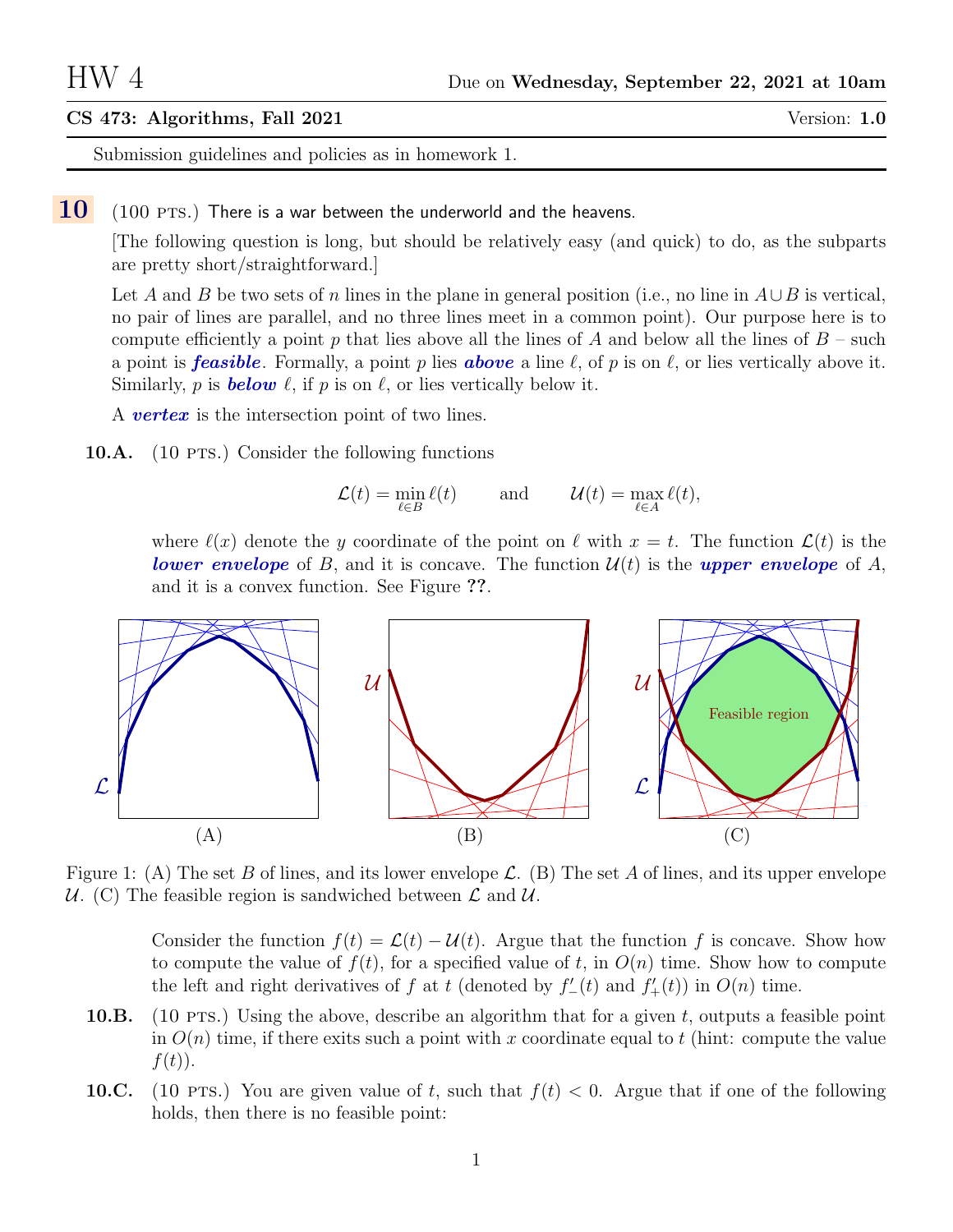# HW 4

Due on **Wednesday, September 22, 2021 at 10am**

**CS 473: Algorithms, Fall 2021** Version: **1.0**

Submission guidelines and policies as in homework 1.

**10** (100 PTS.) There is a war between the underworld and the heavens.

[The following question is long, but should be relatively easy (and quick) to do, as the subparts are pretty short/straightforward.]

Let $A$ and $B$ be two sets of $n$ lines in the plane in general position (i.e., no line in $A \cup B$ is vertical, no pair of lines are parallel, and no three lines meet in a common point). Our purpose here is to compute efficiently a point $p$ that lies above all the lines of $A$ and below all the lines of $B$ – such a point is ***feasible***. Formally, a point $p$ lies ***above*** a line $\ell$, of $p$ is on $\ell$, or lies vertically above it. Similarly, $p$ is ***below*** $\ell$, if $p$ is on $\ell$, or lies vertically below it.

A ***vertex*** is the intersection point of two lines.

**10.A.** (10 PTS.) Consider the following functions

$$\mathcal{L}(t) = \min_{\ell \in B} \ell(t) \qquad \text{and} \qquad \mathcal{U}(t) = \max_{\ell \in A} \ell(t),$$

where $\ell(x)$ denote the $y$ coordinate of the point on $\ell$ with $x = t$. The function $\mathcal{L}(t)$ is the ***lower envelope*** of $B$, and it is concave. The function $\mathcal{U}(t)$ is the ***upper envelope*** of $A$, and it is a convex function. See Figure **??**.

$\mathcal{L}$

(A)

$\mathcal{U}$

(B)

$\mathcal{U}$

Feasible region

$\mathcal{L}$

(C)

Figure 1: (A) The set $B$ of lines, and its lower envelope $\mathcal{L}$. (B) The set $A$ of lines, and its upper envelope $\mathcal{U}$. (C) The feasible region is sandwiched between $\mathcal{L}$ and $\mathcal{U}$.

Consider the function $f(t) = \mathcal{L}(t) - \mathcal{U}(t)$. Argue that the function $f$ is concave. Show how to compute the value of $f(t)$, for a specified value of $t$, in $O(n)$ time. Show how to compute the left and right derivatives of $f$ at $t$ (denoted by $f'_-(t)$ and $f'_+(t)$) in $O(n)$ time.

**10.B.** (10 PTS.) Using the above, describe an algorithm that for a given $t$, outputs a feasible point in $O(n)$ time, if there exits such a point with $x$ coordinate equal to $t$ (hint: compute the value $f(t)$).

**10.C.** (10 PTS.) You are given value of $t$, such that $f(t) < 0$. Argue that if one of the following holds, then there is no feasible point: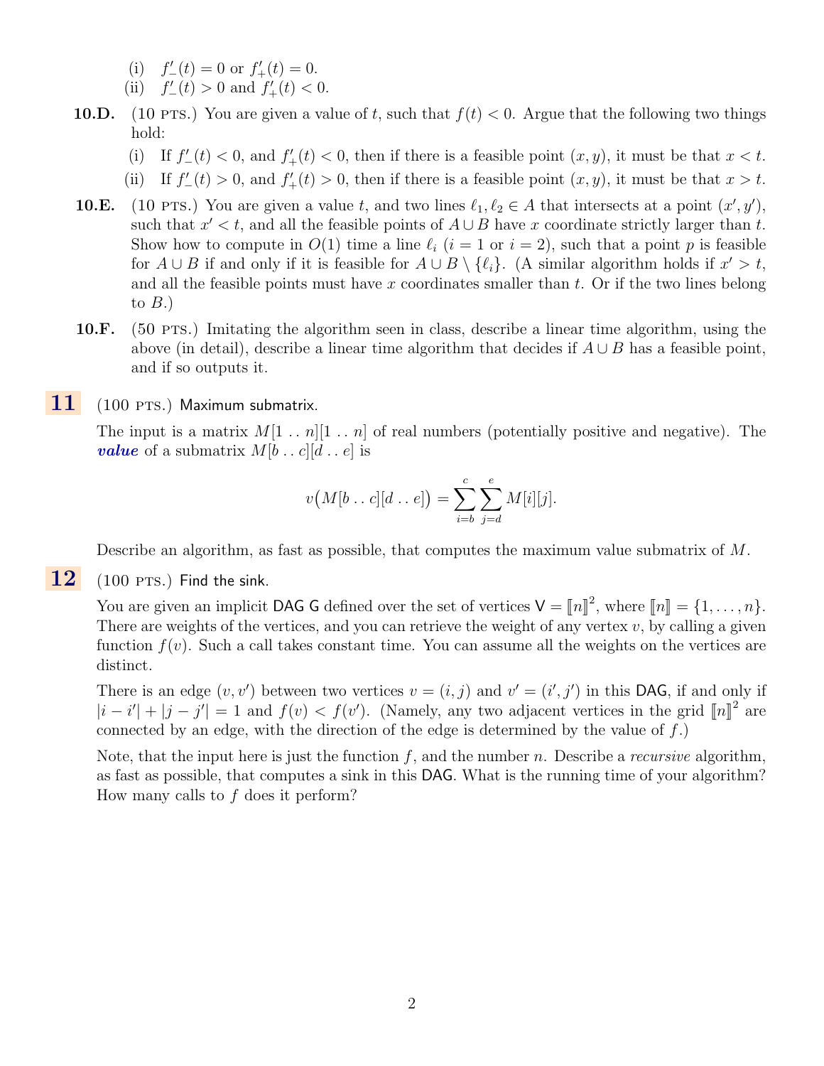(i) $f'_-(t) = 0$ or $f'_+(t) = 0$.

(ii) $f'_-(t) > 0$ and $f'_+(t) < 0$.

**10.D.** (10 PTS.) You are given a value of $t$, such that $f(t) < 0$. Argue that the following two things hold:

(i) If $f'_-(t) < 0$, and $f'_+(t) < 0$, then if there is a feasible point $(x, y)$, it must be that $x < t$.

(ii) If $f'_-(t) > 0$, and $f'_+(t) > 0$, then if there is a feasible point $(x, y)$, it must be that $x > t$.

**10.E.** (10 PTS.) You are given a value $t$, and two lines $\ell_1, \ell_2 \in A$ that intersects at a point $(x', y')$, such that $x' < t$, and all the feasible points of $A \cup B$ have $x$ coordinate strictly larger than $t$. Show how to compute in $O(1)$ time a line $\ell_i$ ($i = 1$ or $i = 2$), such that a point $p$ is feasible for $A \cup B$ if and only if it is feasible for $A \cup B \setminus \{\ell_i\}$. (A similar algorithm holds if $x' > t$, and all the feasible points must have $x$ coordinates smaller than $t$. Or if the two lines belong to $B$.)

**10.F.** (50 PTS.) Imitating the algorithm seen in class, describe a linear time algorithm, using the above (in detail), describe a linear time algorithm that decides if $A \cup B$ has a feasible point, and if so outputs it.

## 11 (100 PTS.) Maximum submatrix.

The input is a matrix $M[1 \mathinner{..} n][1 \mathinner{..} n]$ of real numbers (potentially positive and negative). The ***value*** of a submatrix $M[b \mathinner{..} c][d \mathinner{..} e]$ is

$$v\big(M[b \mathinner{..} c][d \mathinner{..} e]\big) = \sum_{i=b}^{c} \sum_{j=d}^{e} M[i][j].$$

Describe an algorithm, as fast as possible, that computes the maximum value submatrix of $M$.

## 12 (100 PTS.) Find the sink.

You are given an implicit DAG $\mathsf{G}$ defined over the set of vertices $\mathsf{V} = [\![n]\!]^2$, where $[\![n]\!] = \{1, \ldots, n\}$. There are weights of the vertices, and you can retrieve the weight of any vertex $v$, by calling a given function $f(v)$. Such a call takes constant time. You can assume all the weights on the vertices are distinct.

There is an edge $(v, v')$ between two vertices $v = (i, j)$ and $v' = (i', j')$ in this DAG, if and only if $|i - i'| + |j - j'| = 1$ and $f(v) < f(v')$. (Namely, any two adjacent vertices in the grid $[\![n]\!]^2$ are connected by an edge, with the direction of the edge is determined by the value of $f$.)

Note, that the input here is just the function $f$, and the number $n$. Describe a *recursive* algorithm, as fast as possible, that computes a sink in this DAG. What is the running time of your algorithm? How many calls to $f$ does it perform?